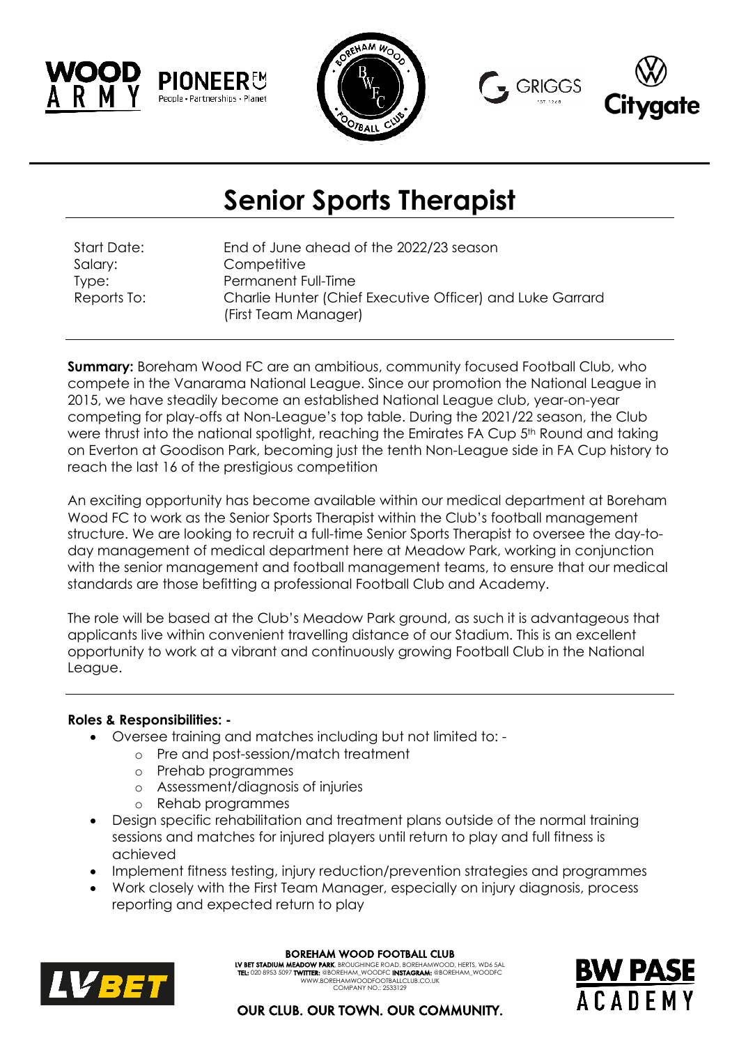# Senior Sports Therapist

| | |
|---|---|
| Start Date: | End of June ahead of the 2022/23 season |
| Salary: | Competitive |
| Type: | Permanent Full-Time |
| Reports To: | Charlie Hunter (Chief Executive Officer) and Luke Garrard (First Team Manager) |

**Summary:** Boreham Wood FC are an ambitious, community focused Football Club, who compete in the Vanarama National League. Since our promotion the National League in 2015, we have steadily become an established National League club, year-on-year competing for play-offs at Non-League's top table. During the 2021/22 season, the Club were thrust into the national spotlight, reaching the Emirates FA Cup 5th Round and taking on Everton at Goodison Park, becoming just the tenth Non-League side in FA Cup history to reach the last 16 of the prestigious competition

An exciting opportunity has become available within our medical department at Boreham Wood FC to work as the Senior Sports Therapist within the Club's football management structure. We are looking to recruit a full-time Senior Sports Therapist to oversee the day-to-day management of medical department here at Meadow Park, working in conjunction with the senior management and football management teams, to ensure that our medical standards are those befitting a professional Football Club and Academy.

The role will be based at the Club's Meadow Park ground, as such it is advantageous that applicants live within convenient travelling distance of our Stadium. This is an excellent opportunity to work at a vibrant and continuously growing Football Club in the National League.

**Roles & Responsibilities: -**

- Oversee training and matches including but not limited to: -
  - Pre and post-session/match treatment
  - Prehab programmes
  - Assessment/diagnosis of injuries
  - Rehab programmes
- Design specific rehabilitation and treatment plans outside of the normal training sessions and matches for injured players until return to play and full fitness is achieved
- Implement fitness testing, injury reduction/prevention strategies and programmes
- Work closely with the First Team Manager, especially on injury diagnosis, process reporting and expected return to play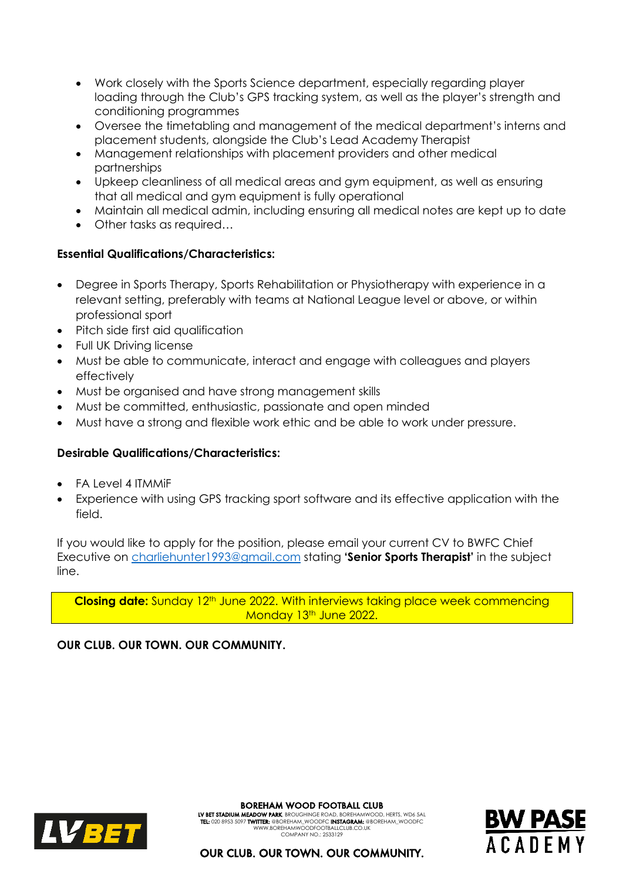- Work closely with the Sports Science department, especially regarding player loading through the Club's GPS tracking system, as well as the player's strength and conditioning programmes
- Oversee the timetabling and management of the medical department's interns and placement students, alongside the Club's Lead Academy Therapist
- Management relationships with placement providers and other medical partnerships
- Upkeep cleanliness of all medical areas and gym equipment, as well as ensuring that all medical and gym equipment is fully operational
- Maintain all medical admin, including ensuring all medical notes are kept up to date
- Other tasks as required…

**Essential Qualifications/Characteristics:**

- Degree in Sports Therapy, Sports Rehabilitation or Physiotherapy with experience in a relevant setting, preferably with teams at National League level or above, or within professional sport
- Pitch side first aid qualification
- Full UK Driving license
- Must be able to communicate, interact and engage with colleagues and players effectively
- Must be organised and have strong management skills
- Must be committed, enthusiastic, passionate and open minded
- Must have a strong and flexible work ethic and be able to work under pressure.

**Desirable Qualifications/Characteristics:**

- FA Level 4 ITMMiF
- Experience with using GPS tracking sport software and its effective application with the field.

If you would like to apply for the position, please email your current CV to BWFC Chief Executive on charliehunter1993@gmail.com stating **'Senior Sports Therapist'** in the subject line.

**Closing date:** Sunday 12th June 2022. With interviews taking place week commencing Monday 13th June 2022.

**OUR CLUB. OUR TOWN. OUR COMMUNITY.**